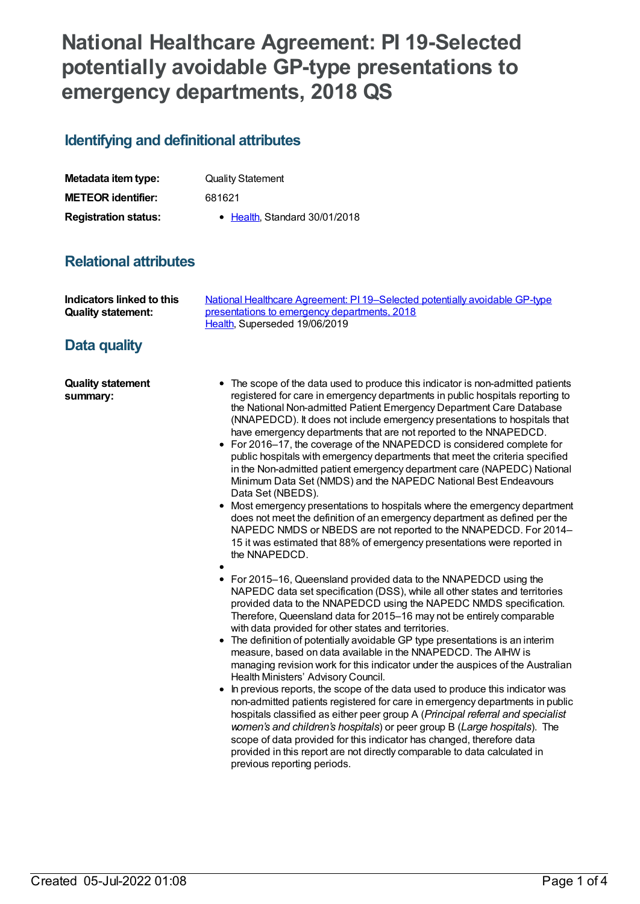# National Healthcare Agreement: PI 19-Selected potentially avoidable GP-type presentations to emergency departments, 2018 QS

## Identifying and definitional attributes

| | |
|---|---|
| **Metadata item type:** | Quality Statement |
| **METEOR identifier:** | 681621 |
| **Registration status:** | • Health, Standard 30/01/2018 |

## Relational attributes

| | |
|---|---|
| **Indicators linked to this Quality statement:** | National Healthcare Agreement: PI 19–Selected potentially avoidable GP-type presentations to emergency departments, 2018<br>Health, Superseded 19/06/2019 |

## Data quality

**Quality statement summary:**

- The scope of the data used to produce this indicator is non-admitted patients registered for care in emergency departments in public hospitals reporting to the National Non-admitted Patient Emergency Department Care Database (NNAPEDCD). It does not include emergency presentations to hospitals that have emergency departments that are not reported to the NNAPEDCD.
- For 2016–17, the coverage of the NNAPEDCD is considered complete for public hospitals with emergency departments that meet the criteria specified in the Non-admitted patient emergency department care (NAPEDC) National Minimum Data Set (NMDS) and the NAPEDC National Best Endeavours Data Set (NBEDS).
- Most emergency presentations to hospitals where the emergency department does not meet the definition of an emergency department as defined per the NAPEDC NMDS or NBEDS are not reported to the NNAPEDCD. For 2014–15 it was estimated that 88% of emergency presentations were reported in the NNAPEDCD.
- 
- For 2015–16, Queensland provided data to the NNAPEDCD using the NAPEDC data set specification (DSS), while all other states and territories provided data to the NNAPEDCD using the NAPEDC NMDS specification. Therefore, Queensland data for 2015–16 may not be entirely comparable with data provided for other states and territories.
- The definition of potentially avoidable GP type presentations is an interim measure, based on data available in the NNAPEDCD. The AIHW is managing revision work for this indicator under the auspices of the Australian Health Ministers' Advisory Council.
- In previous reports, the scope of the data used to produce this indicator was non-admitted patients registered for care in emergency departments in public hospitals classified as either peer group A (*Principal referral and specialist women's and children's hospitals*) or peer group B (*Large hospitals*). The scope of data provided for this indicator has changed, therefore data provided in this report are not directly comparable to data calculated in previous reporting periods.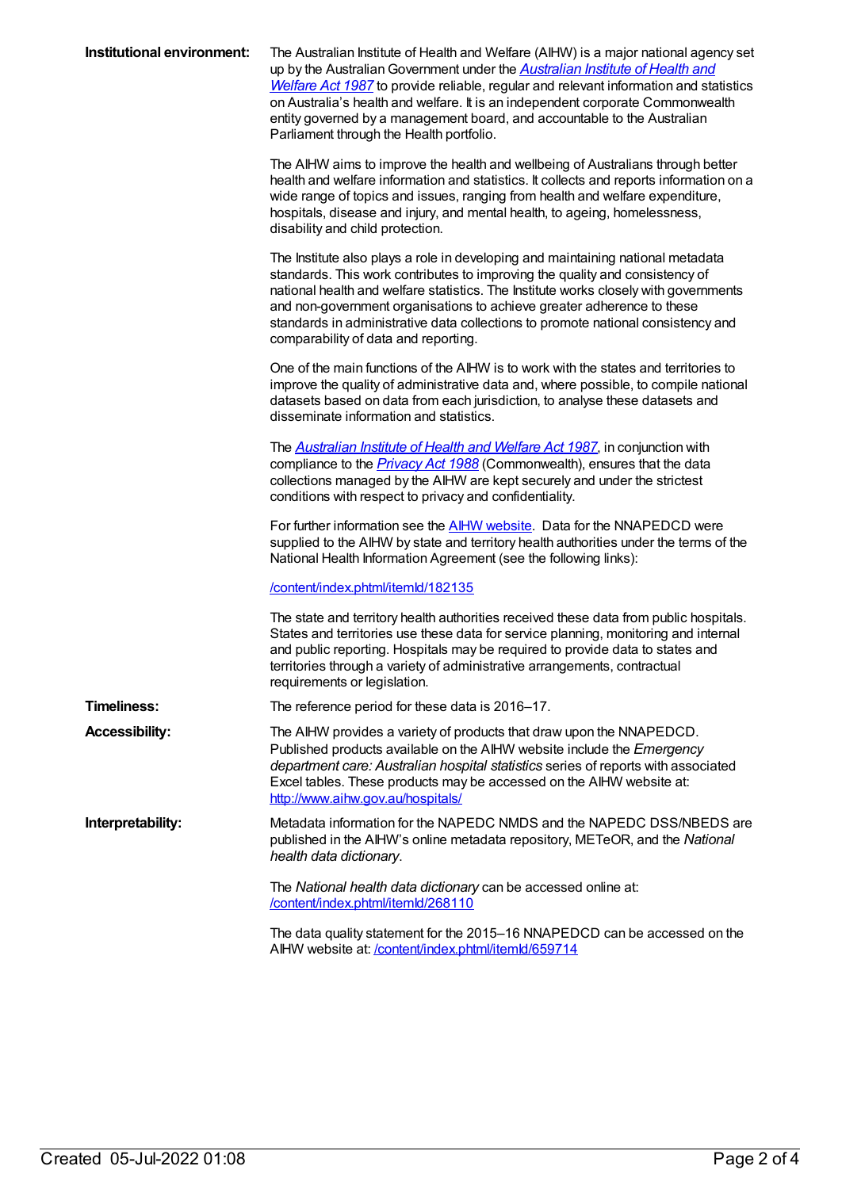**Institutional environment:**

The Australian Institute of Health and Welfare (AIHW) is a major national agency set up by the Australian Government under the *Australian Institute of Health and Welfare Act 1987* to provide reliable, regular and relevant information and statistics on Australia's health and welfare. It is an independent corporate Commonwealth entity governed by a management board, and accountable to the Australian Parliament through the Health portfolio.

The AIHW aims to improve the health and wellbeing of Australians through better health and welfare information and statistics. It collects and reports information on a wide range of topics and issues, ranging from health and welfare expenditure, hospitals, disease and injury, and mental health, to ageing, homelessness, disability and child protection.

The Institute also plays a role in developing and maintaining national metadata standards. This work contributes to improving the quality and consistency of national health and welfare statistics. The Institute works closely with governments and non-government organisations to achieve greater adherence to these standards in administrative data collections to promote national consistency and comparability of data and reporting.

One of the main functions of the AIHW is to work with the states and territories to improve the quality of administrative data and, where possible, to compile national datasets based on data from each jurisdiction, to analyse these datasets and disseminate information and statistics.

The *Australian Institute of Health and Welfare Act 1987*, in conjunction with compliance to the *Privacy Act 1988* (Commonwealth), ensures that the data collections managed by the AIHW are kept securely and under the strictest conditions with respect to privacy and confidentiality.

For further information see the AIHW website. Data for the NNAPEDCD were supplied to the AIHW by state and territory health authorities under the terms of the National Health Information Agreement (see the following links):

/content/index.phtml/itemId/182135

The state and territory health authorities received these data from public hospitals. States and territories use these data for service planning, monitoring and internal and public reporting. Hospitals may be required to provide data to states and territories through a variety of administrative arrangements, contractual requirements or legislation.

**Timeliness:**

The reference period for these data is 2016–17.

**Accessibility:**

The AIHW provides a variety of products that draw upon the NNAPEDCD. Published products available on the AIHW website include the *Emergency department care: Australian hospital statistics* series of reports with associated Excel tables. These products may be accessed on the AIHW website at: http://www.aihw.gov.au/hospitals/

**Interpretability:**

Metadata information for the NAPEDC NMDS and the NAPEDC DSS/NBEDS are published in the AIHW's online metadata repository, METeOR, and the *National health data dictionary*.

The *National health data dictionary* can be accessed online at: /content/index.phtml/itemId/268110

The data quality statement for the 2015–16 NNAPEDCD can be accessed on the AIHW website at: /content/index.phtml/itemId/659714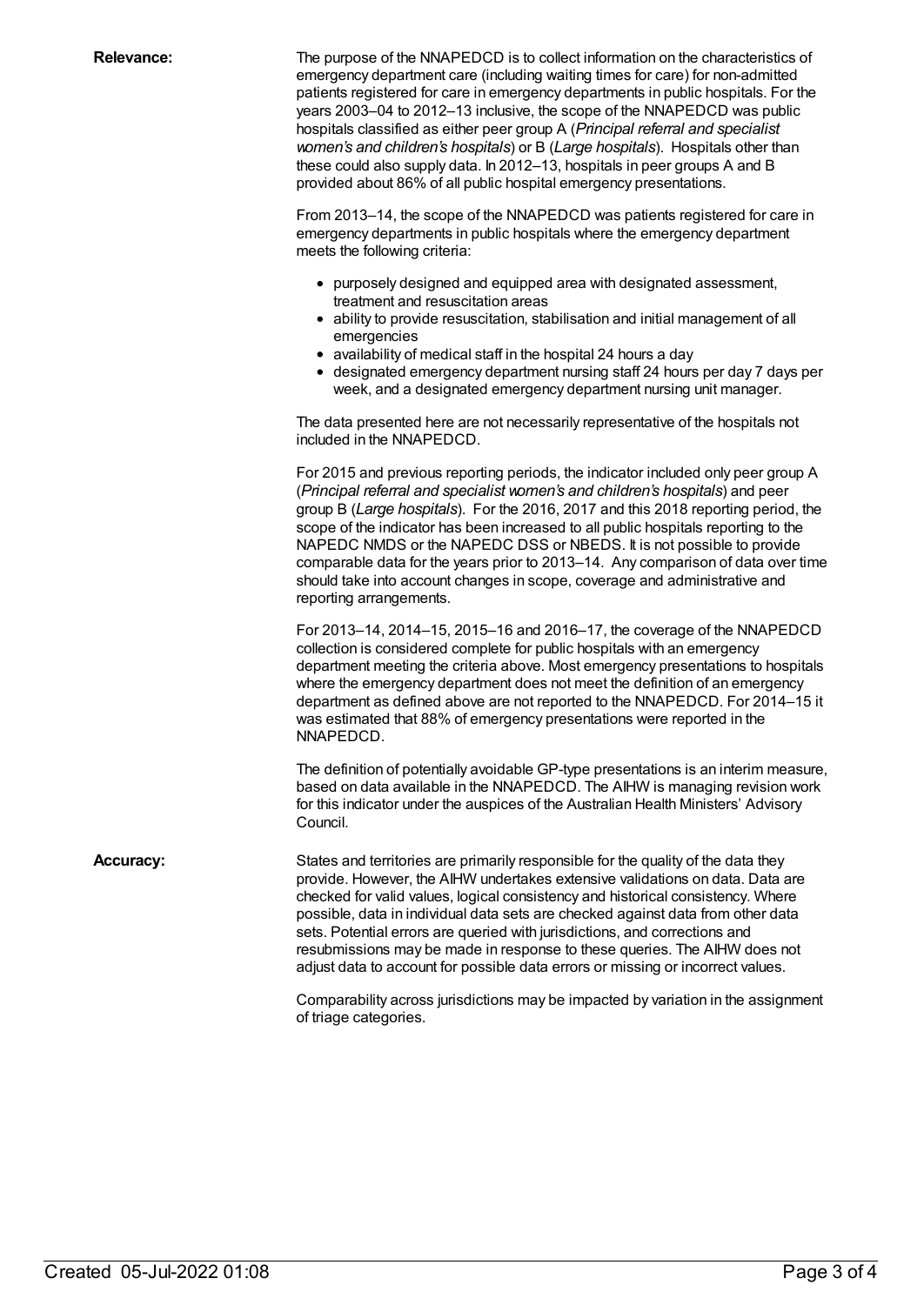**Relevance:**

The purpose of the NNAPEDCD is to collect information on the characteristics of emergency department care (including waiting times for care) for non-admitted patients registered for care in emergency departments in public hospitals. For the years 2003–04 to 2012–13 inclusive, the scope of the NNAPEDCD was public hospitals classified as either peer group A (*Principal referral and specialist women's and children's hospitals*) or B (*Large hospitals*). Hospitals other than these could also supply data. In 2012–13, hospitals in peer groups A and B provided about 86% of all public hospital emergency presentations.

From 2013–14, the scope of the NNAPEDCD was patients registered for care in emergency departments in public hospitals where the emergency department meets the following criteria:

- purposely designed and equipped area with designated assessment, treatment and resuscitation areas
- ability to provide resuscitation, stabilisation and initial management of all emergencies
- availability of medical staff in the hospital 24 hours a day
- designated emergency department nursing staff 24 hours per day 7 days per week, and a designated emergency department nursing unit manager.

The data presented here are not necessarily representative of the hospitals not included in the NNAPEDCD.

For 2015 and previous reporting periods, the indicator included only peer group A (*Principal referral and specialist women's and children's hospitals*) and peer group B (*Large hospitals*). For the 2016, 2017 and this 2018 reporting period, the scope of the indicator has been increased to all public hospitals reporting to the NAPEDC NMDS or the NAPEDC DSS or NBEDS. It is not possible to provide comparable data for the years prior to 2013–14. Any comparison of data over time should take into account changes in scope, coverage and administrative and reporting arrangements.

For 2013–14, 2014–15, 2015–16 and 2016–17, the coverage of the NNAPEDCD collection is considered complete for public hospitals with an emergency department meeting the criteria above. Most emergency presentations to hospitals where the emergency department does not meet the definition of an emergency department as defined above are not reported to the NNAPEDCD. For 2014–15 it was estimated that 88% of emergency presentations were reported in the NNAPEDCD.

The definition of potentially avoidable GP-type presentations is an interim measure, based on data available in the NNAPEDCD. The AIHW is managing revision work for this indicator under the auspices of the Australian Health Ministers' Advisory Council.

**Accuracy:**

States and territories are primarily responsible for the quality of the data they provide. However, the AIHW undertakes extensive validations on data. Data are checked for valid values, logical consistency and historical consistency. Where possible, data in individual data sets are checked against data from other data sets. Potential errors are queried with jurisdictions, and corrections and resubmissions may be made in response to these queries. The AIHW does not adjust data to account for possible data errors or missing or incorrect values.

Comparability across jurisdictions may be impacted by variation in the assignment of triage categories.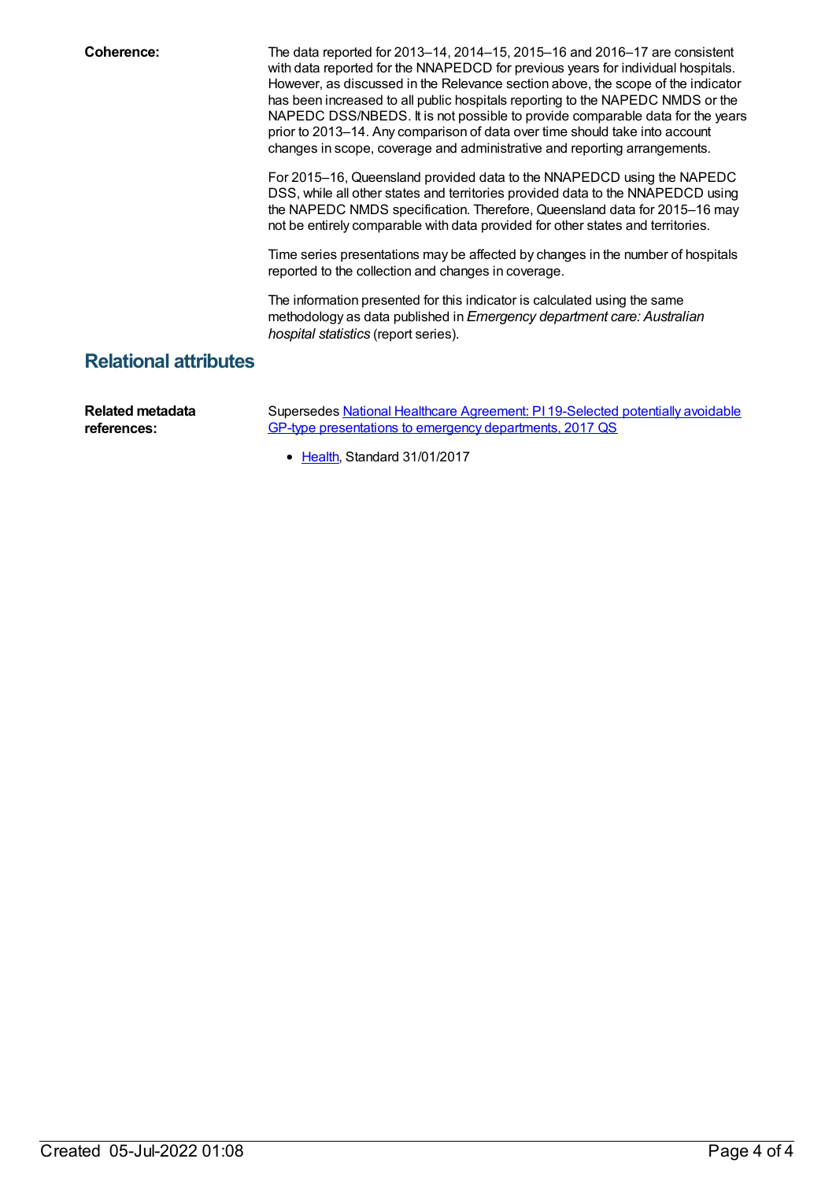**Coherence:**

The data reported for 2013–14, 2014–15, 2015–16 and 2016–17 are consistent with data reported for the NNAPEDCD for previous years for individual hospitals. However, as discussed in the Relevance section above, the scope of the indicator has been increased to all public hospitals reporting to the NAPEDC NMDS or the NAPEDC DSS/NBEDS. It is not possible to provide comparable data for the years prior to 2013–14. Any comparison of data over time should take into account changes in scope, coverage and administrative and reporting arrangements.

For 2015–16, Queensland provided data to the NNAPEDCD using the NAPEDC DSS, while all other states and territories provided data to the NNAPEDCD using the NAPEDC NMDS specification. Therefore, Queensland data for 2015–16 may not be entirely comparable with data provided for other states and territories.

Time series presentations may be affected by changes in the number of hospitals reported to the collection and changes in coverage.

The information presented for this indicator is calculated using the same methodology as data published in *Emergency department care: Australian hospital statistics* (report series).

## Relational attributes

**Related metadata references:**

Supersedes [National Healthcare Agreement: PI 19-Selected potentially avoidable GP-type presentations to emergency departments, 2017 QS](#)

- [Health](#), Standard 31/01/2017